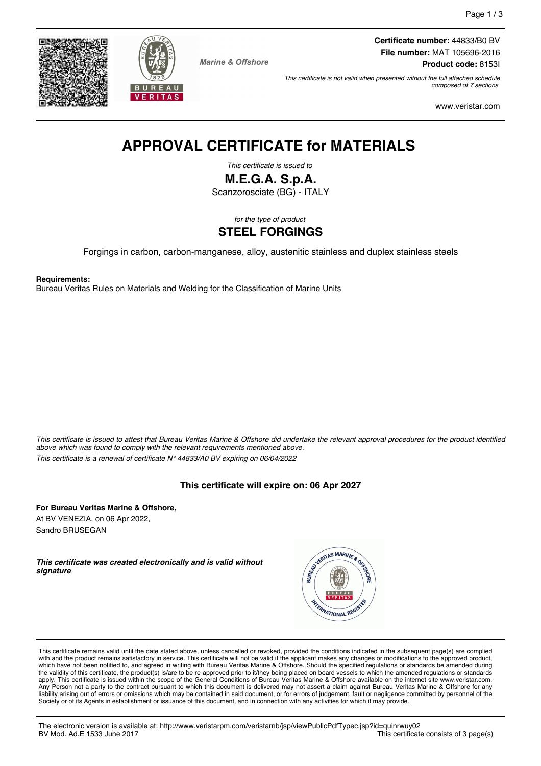Marine & Offshore

**Certificate number:** 44833/B0 BV
**File number:** MAT 105696-2016
**Product code:** 8153I

*This certificate is not valid when presented without the full attached schedule composed of 7 sections*

www.veristar.com

# APPROVAL CERTIFICATE for MATERIALS

*This certificate is issued to*

## M.E.G.A. S.p.A.

Scanzorosciate (BG) - ITALY

*for the type of product*

## STEEL FORGINGS

Forgings in carbon, carbon-manganese, alloy, austenitic stainless and duplex stainless steels

**Requirements:**
Bureau Veritas Rules on Materials and Welding for the Classification of Marine Units

*This certificate is issued to attest that Bureau Veritas Marine & Offshore did undertake the relevant approval procedures for the product identified above which was found to comply with the relevant requirements mentioned above.*
*This certificate is a renewal of certificate N° 44833/A0 BV expiring on 06/04/2022*

**This certificate will expire on: 06 Apr 2027**

**For Bureau Veritas Marine & Offshore,**
At BV VENEZIA, on 06 Apr 2022,
Sandro BRUSEGAN

***This certificate was created electronically and is valid without signature***

This certificate remains valid until the date stated above, unless cancelled or revoked, provided the conditions indicated in the subsequent page(s) are complied with and the product remains satisfactory in service. This certificate will not be valid if the applicant makes any changes or modifications to the approved product, which have not been notified to, and agreed in writing with Bureau Veritas Marine & Offshore. Should the specified regulations or standards be amended during the validity of this certificate, the product(s) is/are to be re-approved prior to it/they being placed on board vessels to which the amended regulations or standards apply. This certificate is issued within the scope of the General Conditions of Bureau Veritas Marine & Offshore available on the internet site www.veristar.com. Any Person not a party to the contract pursuant to which this document is delivered may not assert a claim against Bureau Veritas Marine & Offshore for any liability arising out of errors or omissions which may be contained in said document, or for errors of judgement, fault or negligence committed by personnel of the Society or of its Agents in establishment or issuance of this document, and in connection with any activities for which it may provide.

The electronic version is available at: http://www.veristarpm.com/veristarnb/jsp/viewPublicPdfTypec.jsp?id=quinrwuy02
BV Mod. Ad.E 1533 June 2017

This certificate consists of 3 page(s)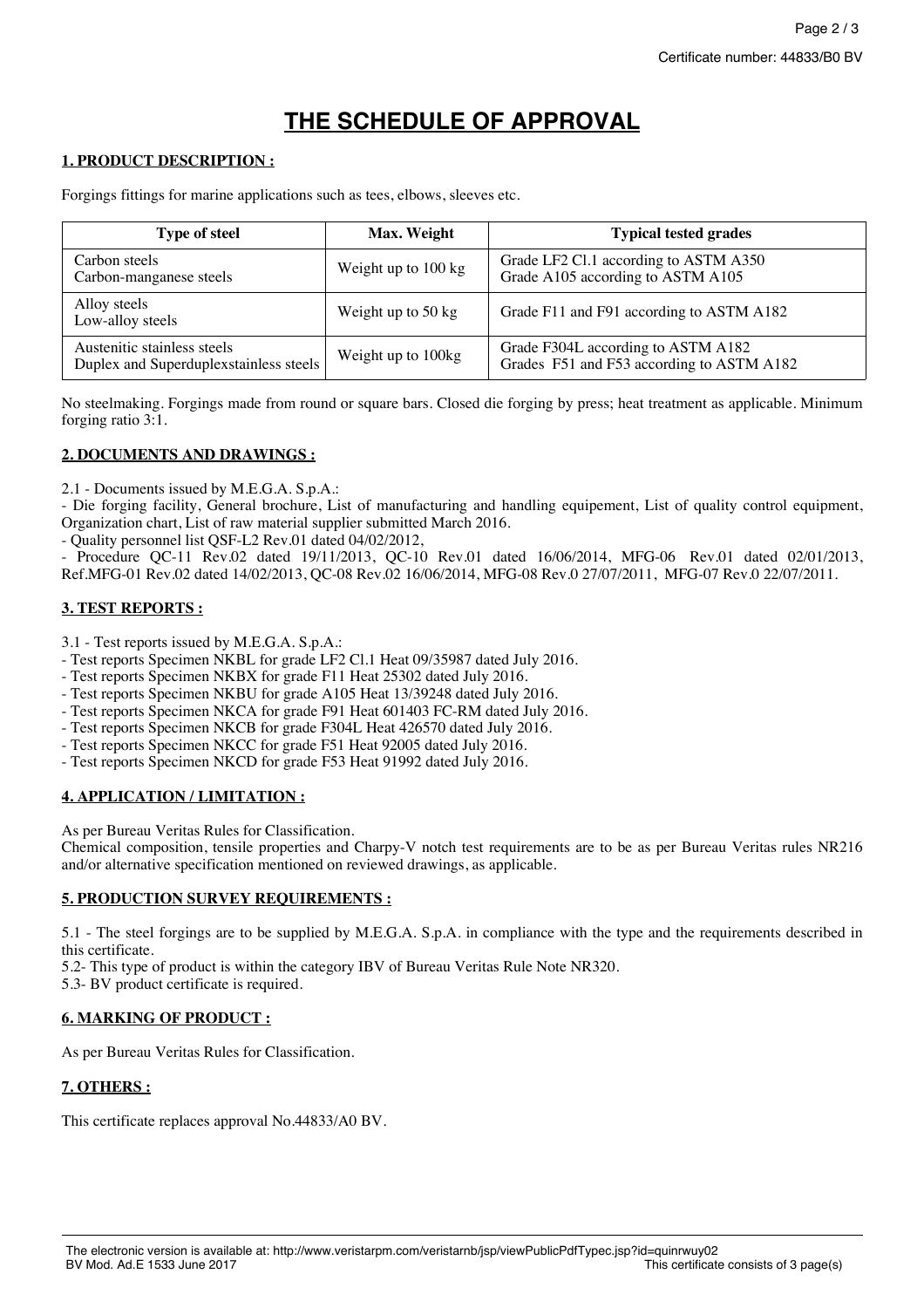Certificate number: 44833/B0 BV

# THE SCHEDULE OF APPROVAL

## 1. PRODUCT DESCRIPTION :

Forgings fittings for marine applications such as tees, elbows, sleeves etc.

| Type of steel | Max. Weight | Typical tested grades |
|---|---|---|
| Carbon steels<br>Carbon-manganese steels | Weight up to 100 kg | Grade LF2 Cl.1 according to ASTM A350<br>Grade A105 according to ASTM A105 |
| Alloy steels<br>Low-alloy steels | Weight up to 50 kg | Grade F11 and F91 according to ASTM A182 |
| Austenitic stainless steels<br>Duplex and Superduplexstainless steels | Weight up to 100kg | Grade F304L according to ASTM A182<br>Grades F51 and F53 according to ASTM A182 |

No steelmaking. Forgings made from round or square bars. Closed die forging by press; heat treatment as applicable. Minimum forging ratio 3:1.

## 2. DOCUMENTS AND DRAWINGS :

2.1 - Documents issued by M.E.G.A. S.p.A.:

- Die forging facility, General brochure, List of manufacturing and handling equipement, List of quality control equipment, Organization chart, List of raw material supplier submitted March 2016.
- Quality personnel list QSF-L2 Rev.01 dated 04/02/2012,
- Procedure QC-11 Rev.02 dated 19/11/2013, QC-10 Rev.01 dated 16/06/2014, MFG-06 Rev.01 dated 02/01/2013, Ref.MFG-01 Rev.02 dated 14/02/2013, QC-08 Rev.02 16/06/2014, MFG-08 Rev.0 27/07/2011, MFG-07 Rev.0 22/07/2011.

## 3. TEST REPORTS :

3.1 - Test reports issued by M.E.G.A. S.p.A.:

- Test reports Specimen NKBL for grade LF2 Cl.1 Heat 09/35987 dated July 2016.
- Test reports Specimen NKBX for grade F11 Heat 25302 dated July 2016.
- Test reports Specimen NKBU for grade A105 Heat 13/39248 dated July 2016.
- Test reports Specimen NKCA for grade F91 Heat 601403 FC-RM dated July 2016.
- Test reports Specimen NKCB for grade F304L Heat 426570 dated July 2016.
- Test reports Specimen NKCC for grade F51 Heat 92005 dated July 2016.
- Test reports Specimen NKCD for grade F53 Heat 91992 dated July 2016.

## 4. APPLICATION / LIMITATION :

As per Bureau Veritas Rules for Classification.
Chemical composition, tensile properties and Charpy-V notch test requirements are to be as per Bureau Veritas rules NR216 and/or alternative specification mentioned on reviewed drawings, as applicable.

## 5. PRODUCTION SURVEY REQUIREMENTS :

5.1 - The steel forgings are to be supplied by M.E.G.A. S.p.A. in compliance with the type and the requirements described in this certificate.
5.2- This type of product is within the category IBV of Bureau Veritas Rule Note NR320.
5.3- BV product certificate is required.

## 6. MARKING OF PRODUCT :

As per Bureau Veritas Rules for Classification.

## 7. OTHERS :

This certificate replaces approval No.44833/A0 BV.

The electronic version is available at: http://www.veristarpm.com/veristarnb/jsp/viewPublicPdfTypec.jsp?id=quinrwuy02
BV Mod. Ad.E 1533 June 2017
This certificate consists of 3 page(s)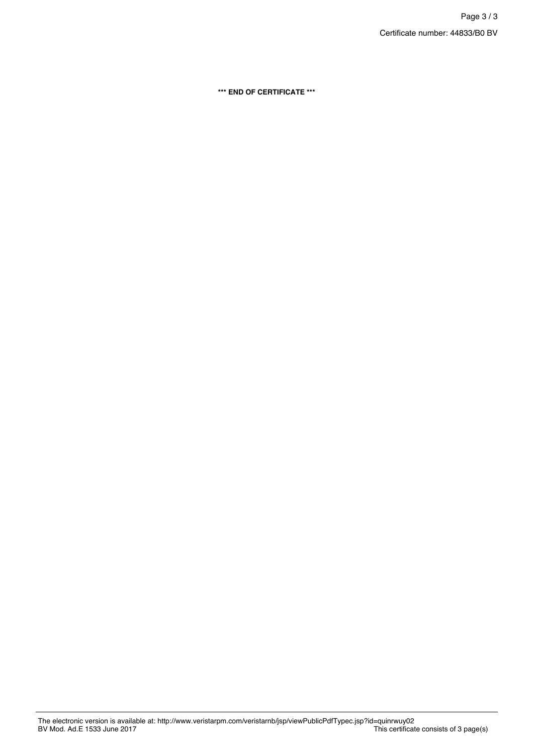**\*\*\* END OF CERTIFICATE \*\*\***